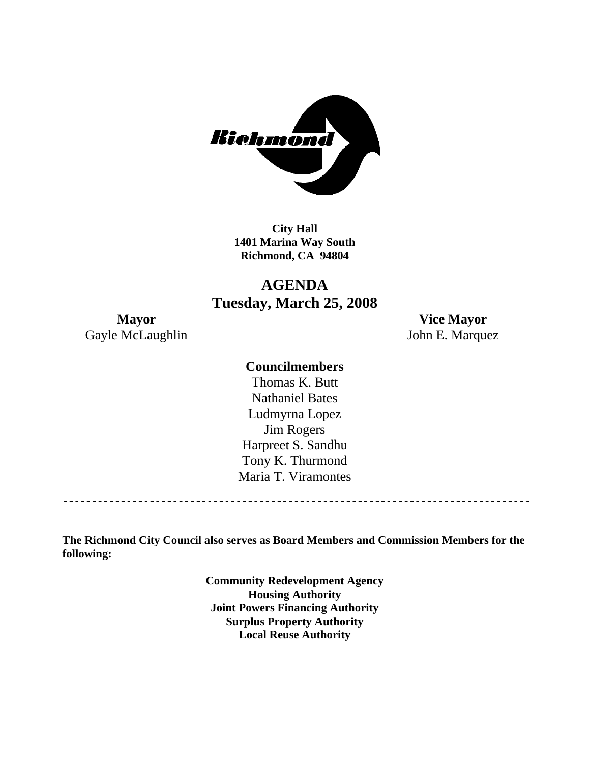**City Hall**
**1401 Marina Way South**
**Richmond, CA 94804**

# AGENDA
## Tuesday, March 25, 2008

**Mayor**
Gayle McLaughlin

**Vice Mayor**
John E. Marquez

**Councilmembers**

Thomas K. Butt
Nathaniel Bates
Ludmyrna Lopez
Jim Rogers
Harpreet S. Sandhu
Tony K. Thurmond
Maria T. Viramontes

---

**The Richmond City Council also serves as Board Members and Commission Members for the following:**

**Community Redevelopment Agency**
**Housing Authority**
**Joint Powers Financing Authority**
**Surplus Property Authority**
**Local Reuse Authority**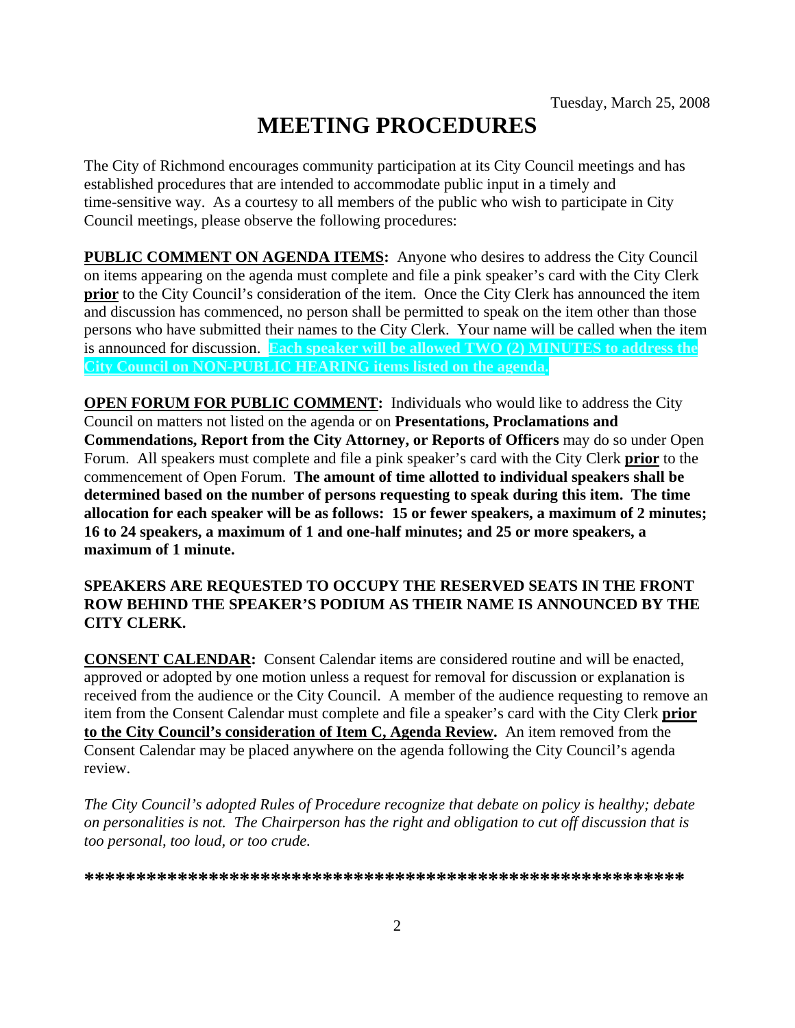Tuesday, March 25, 2008

# MEETING PROCEDURES

The City of Richmond encourages community participation at its City Council meetings and has established procedures that are intended to accommodate public input in a timely and time-sensitive way. As a courtesy to all members of the public who wish to participate in City Council meetings, please observe the following procedures:

**PUBLIC COMMENT ON AGENDA ITEMS:** Anyone who desires to address the City Council on items appearing on the agenda must complete and file a pink speaker's card with the City Clerk **prior** to the City Council's consideration of the item. Once the City Clerk has announced the item and discussion has commenced, no person shall be permitted to speak on the item other than those persons who have submitted their names to the City Clerk. Your name will be called when the item is announced for discussion. **Each speaker will be allowed TWO (2) MINUTES to address the City Council on NON-PUBLIC HEARING items listed on the agenda.**

**OPEN FORUM FOR PUBLIC COMMENT:** Individuals who would like to address the City Council on matters not listed on the agenda or on **Presentations, Proclamations and Commendations, Report from the City Attorney, or Reports of Officers** may do so under Open Forum. All speakers must complete and file a pink speaker's card with the City Clerk **prior** to the commencement of Open Forum. **The amount of time allotted to individual speakers shall be determined based on the number of persons requesting to speak during this item. The time allocation for each speaker will be as follows: 15 or fewer speakers, a maximum of 2 minutes; 16 to 24 speakers, a maximum of 1 and one-half minutes; and 25 or more speakers, a maximum of 1 minute.**

**SPEAKERS ARE REQUESTED TO OCCUPY THE RESERVED SEATS IN THE FRONT ROW BEHIND THE SPEAKER'S PODIUM AS THEIR NAME IS ANNOUNCED BY THE CITY CLERK.**

**CONSENT CALENDAR:** Consent Calendar items are considered routine and will be enacted, approved or adopted by one motion unless a request for removal for discussion or explanation is received from the audience or the City Council. A member of the audience requesting to remove an item from the Consent Calendar must complete and file a speaker's card with the City Clerk **prior to the City Council's consideration of Item C, Agenda Review.** An item removed from the Consent Calendar may be placed anywhere on the agenda following the City Council's agenda review.

*The City Council's adopted Rules of Procedure recognize that debate on policy is healthy; debate on personalities is not. The Chairperson has the right and obligation to cut off discussion that is too personal, too loud, or too crude.*

**\*\*\*\*\*\*\*\*\*\*\*\*\*\*\*\*\*\*\*\*\*\*\*\*\*\*\*\*\*\*\*\*\*\*\*\*\*\*\*\*\*\*\*\*\*\*\*\*\*\*\*\*\*\*\*\*\*\*\*\***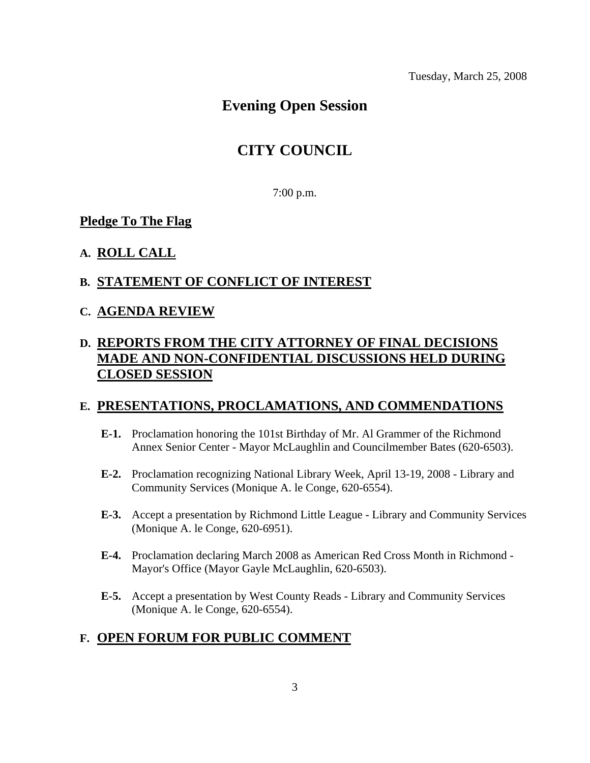Tuesday, March 25, 2008

# Evening Open Session

# CITY COUNCIL

7:00 p.m.

**Pledge To The Flag**

**A. ROLL CALL**

**B. STATEMENT OF CONFLICT OF INTEREST**

**C. AGENDA REVIEW**

**D. REPORTS FROM THE CITY ATTORNEY OF FINAL DECISIONS MADE AND NON-CONFIDENTIAL DISCUSSIONS HELD DURING CLOSED SESSION**

**E. PRESENTATIONS, PROCLAMATIONS, AND COMMENDATIONS**

**E-1.** Proclamation honoring the 101st Birthday of Mr. Al Grammer of the Richmond Annex Senior Center - Mayor McLaughlin and Councilmember Bates (620-6503).

**E-2.** Proclamation recognizing National Library Week, April 13-19, 2008 - Library and Community Services (Monique A. le Conge, 620-6554).

**E-3.** Accept a presentation by Richmond Little League - Library and Community Services (Monique A. le Conge, 620-6951).

**E-4.** Proclamation declaring March 2008 as American Red Cross Month in Richmond - Mayor's Office (Mayor Gayle McLaughlin, 620-6503).

**E-5.** Accept a presentation by West County Reads - Library and Community Services (Monique A. le Conge, 620-6554).

**F. OPEN FORUM FOR PUBLIC COMMENT**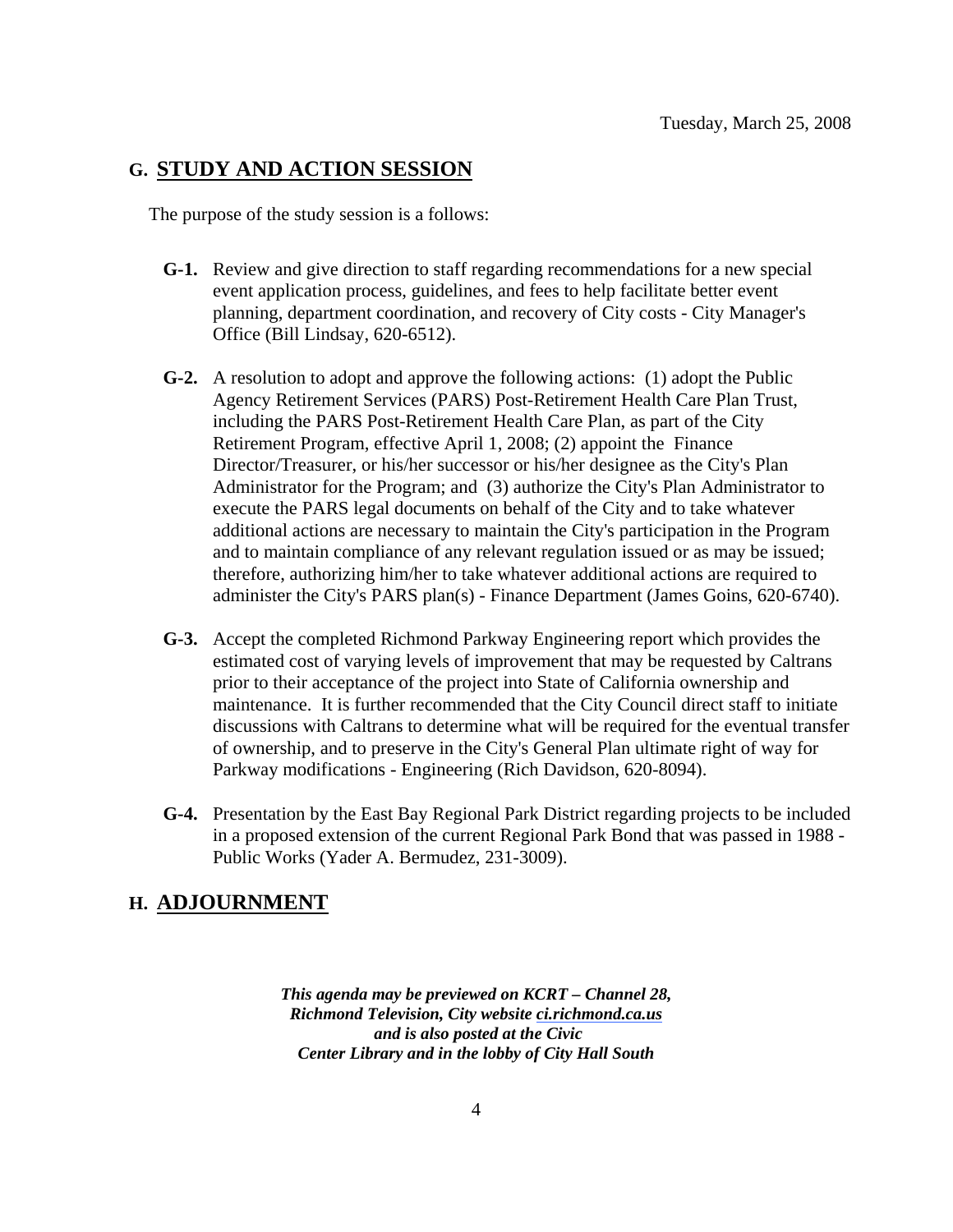Tuesday, March 25, 2008

## G. STUDY AND ACTION SESSION

The purpose of the study session is a follows:

**G-1.** Review and give direction to staff regarding recommendations for a new special event application process, guidelines, and fees to help facilitate better event planning, department coordination, and recovery of City costs - City Manager's Office (Bill Lindsay, 620-6512).

**G-2.** A resolution to adopt and approve the following actions: (1) adopt the Public Agency Retirement Services (PARS) Post-Retirement Health Care Plan Trust, including the PARS Post-Retirement Health Care Plan, as part of the City Retirement Program, effective April 1, 2008; (2) appoint the Finance Director/Treasurer, or his/her successor or his/her designee as the City's Plan Administrator for the Program; and (3) authorize the City's Plan Administrator to execute the PARS legal documents on behalf of the City and to take whatever additional actions are necessary to maintain the City's participation in the Program and to maintain compliance of any relevant regulation issued or as may be issued; therefore, authorizing him/her to take whatever additional actions are required to administer the City's PARS plan(s) - Finance Department (James Goins, 620-6740).

**G-3.** Accept the completed Richmond Parkway Engineering report which provides the estimated cost of varying levels of improvement that may be requested by Caltrans prior to their acceptance of the project into State of California ownership and maintenance. It is further recommended that the City Council direct staff to initiate discussions with Caltrans to determine what will be required for the eventual transfer of ownership, and to preserve in the City's General Plan ultimate right of way for Parkway modifications - Engineering (Rich Davidson, 620-8094).

**G-4.** Presentation by the East Bay Regional Park District regarding projects to be included in a proposed extension of the current Regional Park Bond that was passed in 1988 - Public Works (Yader A. Bermudez, 231-3009).

## H. ADJOURNMENT

***This agenda may be previewed on KCRT – Channel 28, Richmond Television, City website ci.richmond.ca.us and is also posted at the Civic Center Library and in the lobby of City Hall South***